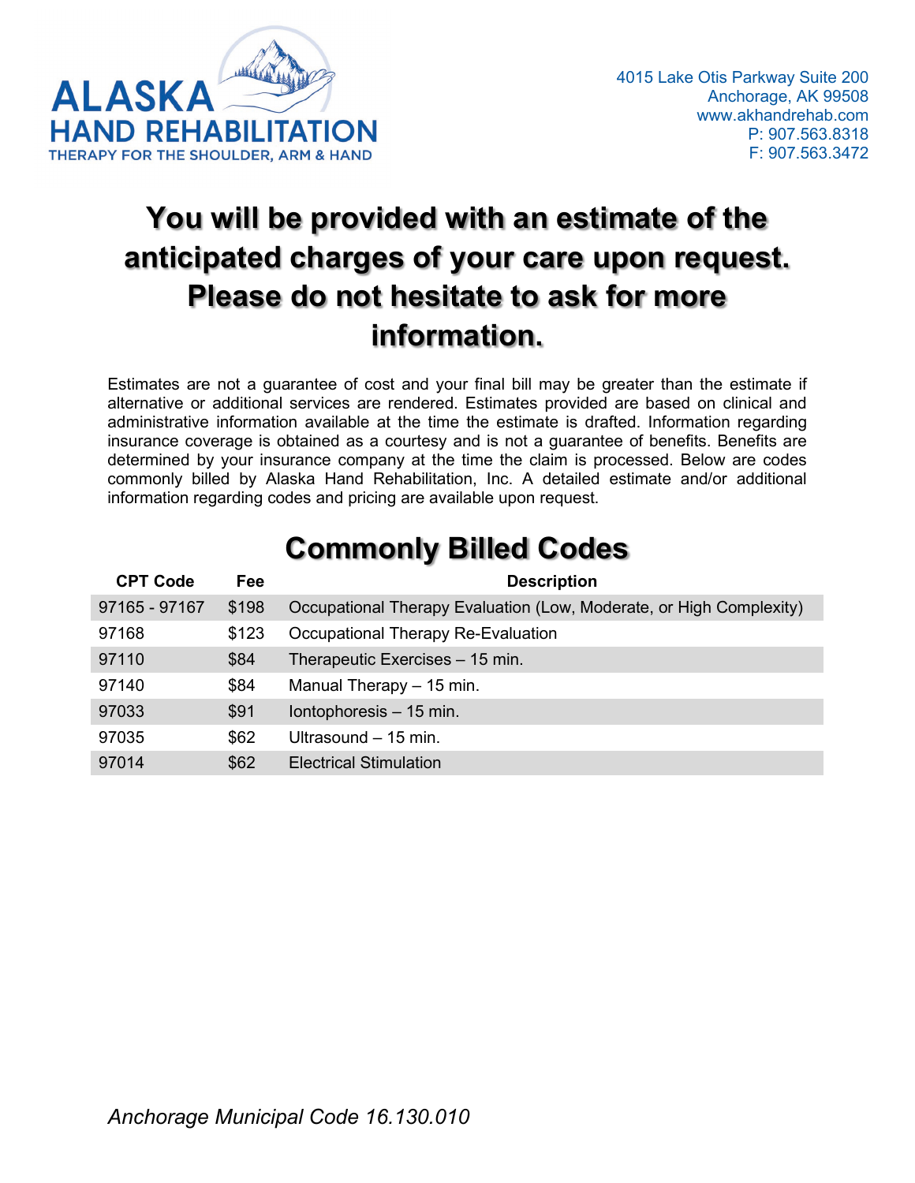**ALASKA HAND REHABILITATION**
THERAPY FOR THE SHOULDER, ARM & HAND

4015 Lake Otis Parkway Suite 200
Anchorage, AK 99508
www.akhandrehab.com
P: 907.563.8318
F: 907.563.3472

# You will be provided with an estimate of the anticipated charges of your care upon request. Please do not hesitate to ask for more information.

Estimates are not a guarantee of cost and your final bill may be greater than the estimate if alternative or additional services are rendered. Estimates provided are based on clinical and administrative information available at the time the estimate is drafted. Information regarding insurance coverage is obtained as a courtesy and is not a guarantee of benefits. Benefits are determined by your insurance company at the time the claim is processed. Below are codes commonly billed by Alaska Hand Rehabilitation, Inc. A detailed estimate and/or additional information regarding codes and pricing are available upon request.

## Commonly Billed Codes

| CPT Code | Fee | Description |
|---|---|---|
| 97165 - 97167 | $198 | Occupational Therapy Evaluation (Low, Moderate, or High Complexity) |
| 97168 | $123 | Occupational Therapy Re-Evaluation |
| 97110 | $84 | Therapeutic Exercises – 15 min. |
| 97140 | $84 | Manual Therapy – 15 min. |
| 97033 | $91 | Iontophoresis – 15 min. |
| 97035 | $62 | Ultrasound – 15 min. |
| 97014 | $62 | Electrical Stimulation |

*Anchorage Municipal Code 16.130.010*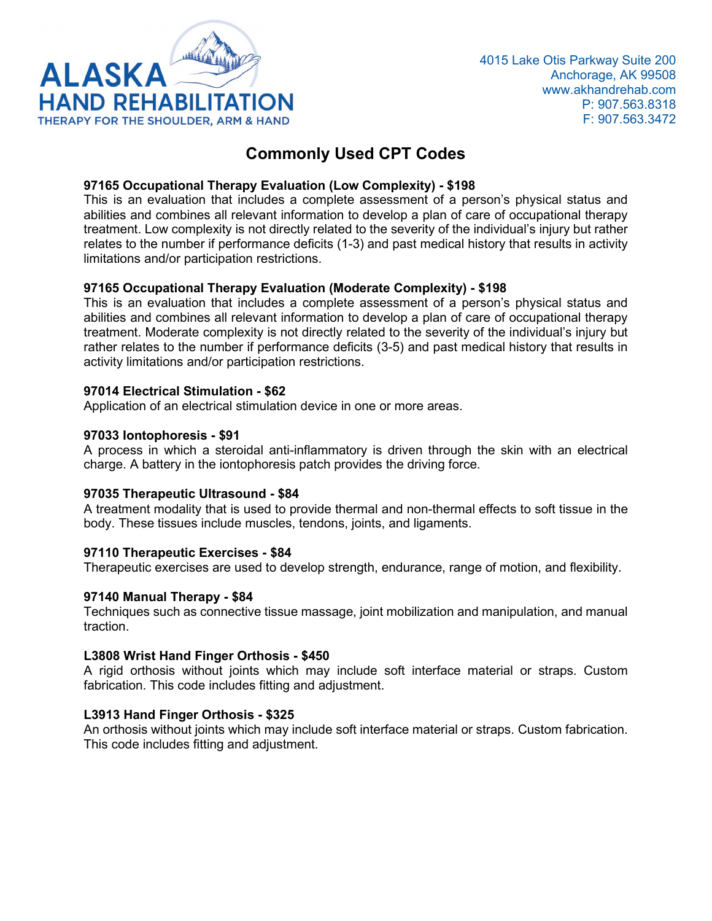ALASKA
HAND REHABILITATION
THERAPY FOR THE SHOULDER, ARM & HAND

4015 Lake Otis Parkway Suite 200
Anchorage, AK 99508
www.akhandrehab.com
P: 907.563.8318
F: 907.563.3472

# Commonly Used CPT Codes

**97165 Occupational Therapy Evaluation (Low Complexity) - $198**
This is an evaluation that includes a complete assessment of a person's physical status and abilities and combines all relevant information to develop a plan of care of occupational therapy treatment. Low complexity is not directly related to the severity of the individual's injury but rather relates to the number if performance deficits (1-3) and past medical history that results in activity limitations and/or participation restrictions.

**97165 Occupational Therapy Evaluation (Moderate Complexity) - $198**
This is an evaluation that includes a complete assessment of a person's physical status and abilities and combines all relevant information to develop a plan of care of occupational therapy treatment. Moderate complexity is not directly related to the severity of the individual's injury but rather relates to the number if performance deficits (3-5) and past medical history that results in activity limitations and/or participation restrictions.

**97014 Electrical Stimulation - $62**
Application of an electrical stimulation device in one or more areas.

**97033 Iontophoresis - $91**
A process in which a steroidal anti-inflammatory is driven through the skin with an electrical charge. A battery in the iontophoresis patch provides the driving force.

**97035 Therapeutic Ultrasound - $84**
A treatment modality that is used to provide thermal and non-thermal effects to soft tissue in the body. These tissues include muscles, tendons, joints, and ligaments.

**97110 Therapeutic Exercises - $84**
Therapeutic exercises are used to develop strength, endurance, range of motion, and flexibility.

**97140 Manual Therapy - $84**
Techniques such as connective tissue massage, joint mobilization and manipulation, and manual traction.

**L3808 Wrist Hand Finger Orthosis - $450**
A rigid orthosis without joints which may include soft interface material or straps. Custom fabrication. This code includes fitting and adjustment.

**L3913 Hand Finger Orthosis - $325**
An orthosis without joints which may include soft interface material or straps. Custom fabrication. This code includes fitting and adjustment.